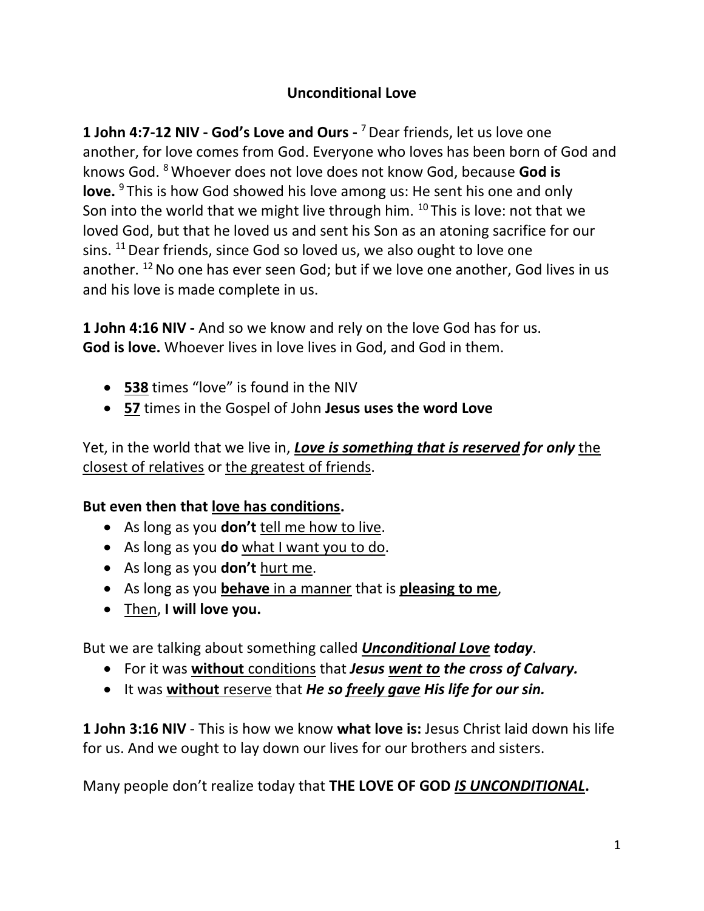# Unconditional Love

**1 John 4:7-12 NIV - God's Love and Ours -** [7] Dear friends, let us love one another, for love comes from God. Everyone who loves has been born of God and knows God. [8] Whoever does not love does not know God, because **God is love.** [9] This is how God showed his love among us: He sent his one and only Son into the world that we might live through him. [10] This is love: not that we loved God, but that he loved us and sent his Son as an atoning sacrifice for our sins. [11] Dear friends, since God so loved us, we also ought to love one another. [12] No one has ever seen God; but if we love one another, God lives in us and his love is made complete in us.

**1 John 4:16 NIV -** And so we know and rely on the love God has for us. **God is love.** Whoever lives in love lives in God, and God in them.

- <u>**538**</u> times "love" is found in the NIV
- <u>**57**</u> times in the Gospel of John **Jesus uses the word Love**

Yet, in the world that we live in, <u>***Love is something that is reserved***</u> ***for only*** <u>the closest of relatives</u> or <u>the greatest of friends</u>.

**But even then that <u>love has conditions</u>.**

- As long as you **don't** <u>tell me how to live</u>.
- As long as you **do** <u>what I want you to do</u>.
- As long as you **don't** <u>hurt me</u>.
- As long as you <u>**behave** in a manner</u> that is <u>**pleasing to me**</u>,
- <u>Then</u>, **I will love you.**

But we are talking about something called <u>***Unconditional Love***</u> ***today***.

- For it was <u>**without** conditions</u> that ***Jesus <u>went to</u> the cross of Calvary.***
- It was <u>**without** reserve</u> that ***He so <u>freely gave</u> His life for our sin.***

**1 John 3:16 NIV** - This is how we know **what love is:** Jesus Christ laid down his life for us. And we ought to lay down our lives for our brothers and sisters.

Many people don't realize today that **THE LOVE OF GOD <u>*IS UNCONDITIONAL*</u>.**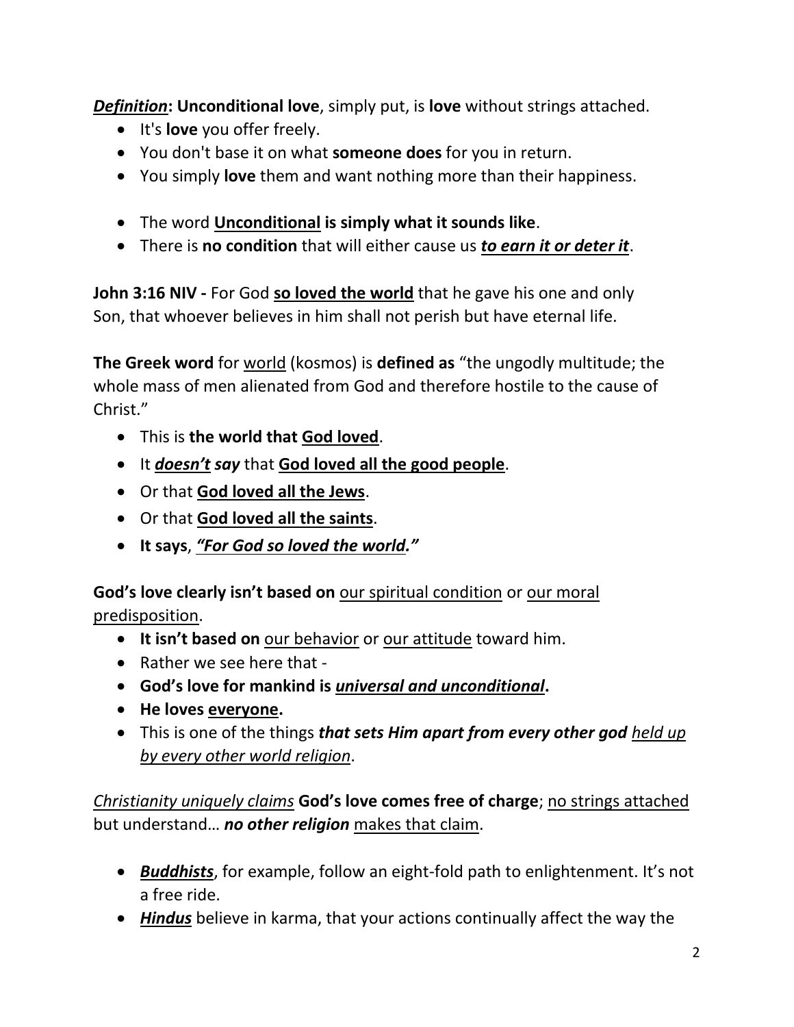***Definition*: Unconditional love**, simply put, is **love** without strings attached.

- It's **love** you offer freely.
- You don't base it on what **someone does** for you in return.
- You simply **love** them and want nothing more than their happiness.

- The word **Unconditional is simply what it sounds like**.
- There is **no condition** that will either cause us ***to earn it or deter it***.

**John 3:16 NIV -** For God **so loved the world** that he gave his one and only Son, that whoever believes in him shall not perish but have eternal life.

**The Greek word** for world (kosmos) is **defined as** "the ungodly multitude; the whole mass of men alienated from God and therefore hostile to the cause of Christ."

- This is **the world that God loved**.
- It ***doesn't say*** that **God loved all the good people**.
- Or that **God loved all the Jews**.
- Or that **God loved all the saints**.
- **It says**, ***"For God so loved the world."***

**God's love clearly isn't based on** our spiritual condition or our moral predisposition.

- **It isn't based on** our behavior or our attitude toward him.
- Rather we see here that -
- **God's love for mankind is *universal and unconditional*.**
- **He loves everyone.**
- This is one of the things ***that sets Him apart from every other god*** *held up by every other world religion*.

*Christianity uniquely claims* **God's love comes free of charge**; no strings attached but understand… ***no other religion*** makes that claim.

- ***Buddhists***, for example, follow an eight-fold path to enlightenment. It's not a free ride.
- ***Hindus*** believe in karma, that your actions continually affect the way the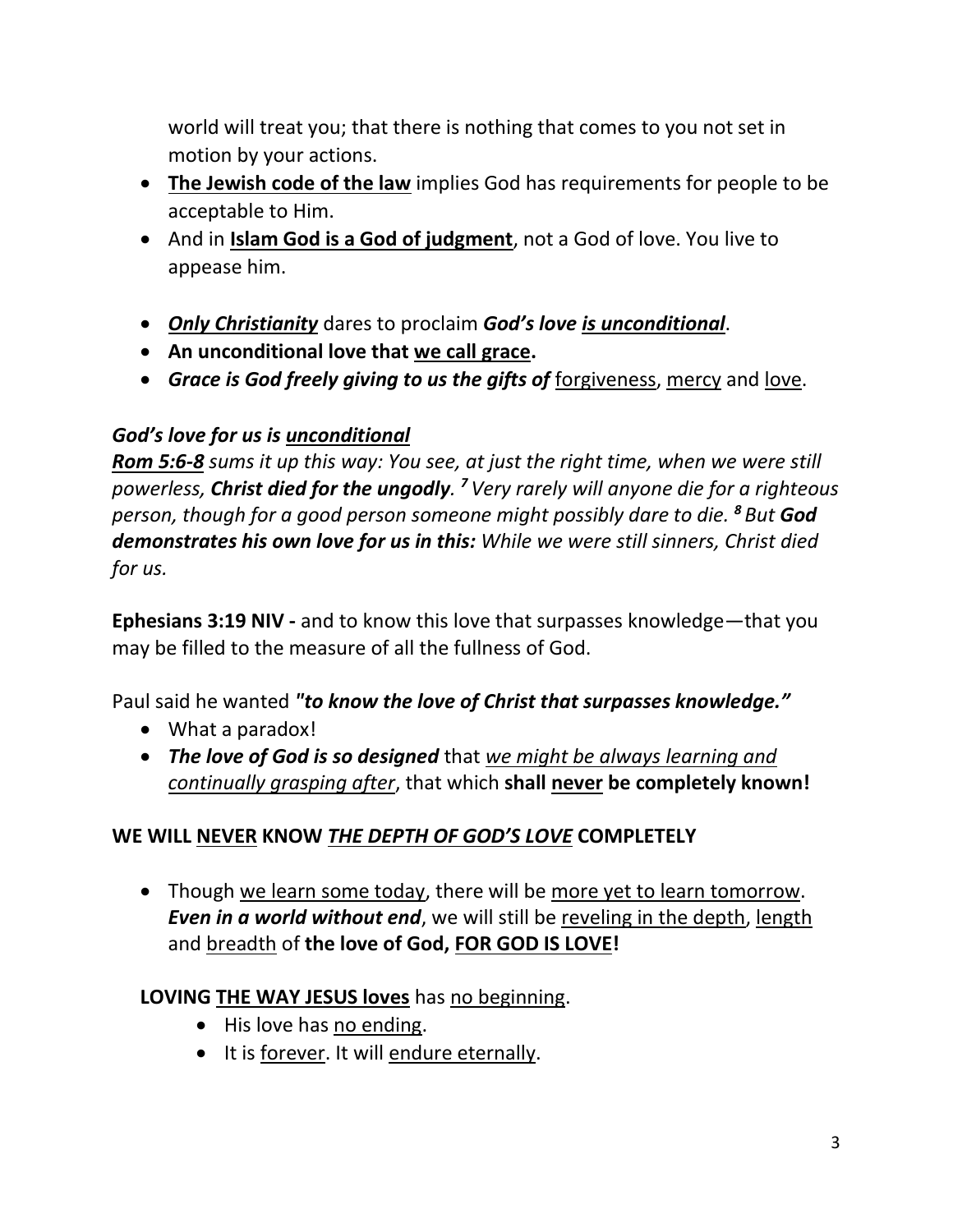world will treat you; that there is nothing that comes to you not set in motion by your actions.

- **The Jewish code of the law** implies God has requirements for people to be acceptable to Him.
- And in **Islam God is a God of judgment**, not a God of love. You live to appease him.

- ***Only Christianity*** dares to proclaim ***God's love is unconditional***.
- **An unconditional love that we call grace.**
- ***Grace is God freely giving to us the gifts of*** forgiveness, mercy and love.

***God's love for us is unconditional***

***Rom 5:6-8*** *sums it up this way: You see, at just the right time, when we were still powerless,* ***Christ died for the ungodly****.* [7] *Very rarely will anyone die for a righteous person, though for a good person someone might possibly dare to die.* [8] *But* ***God demonstrates his own love for us in this:*** *While we were still sinners, Christ died for us.*

**Ephesians 3:19 NIV -** and to know this love that surpasses knowledge—that you may be filled to the measure of all the fullness of God.

Paul said he wanted ***"to know the love of Christ that surpasses knowledge."***

- What a paradox!
- ***The love of God is so designed*** that *we might be always learning and continually grasping after*, that which **shall never be completely known!**

**WE WILL NEVER KNOW *THE DEPTH OF GOD'S LOVE* COMPLETELY**

- Though we learn some today, there will be more yet to learn tomorrow. ***Even in a world without end***, we will still be reveling in the depth, length and breadth of **the love of God, FOR GOD IS LOVE!**

**LOVING THE WAY JESUS loves** has no beginning.

- His love has no ending.
- It is forever. It will endure eternally.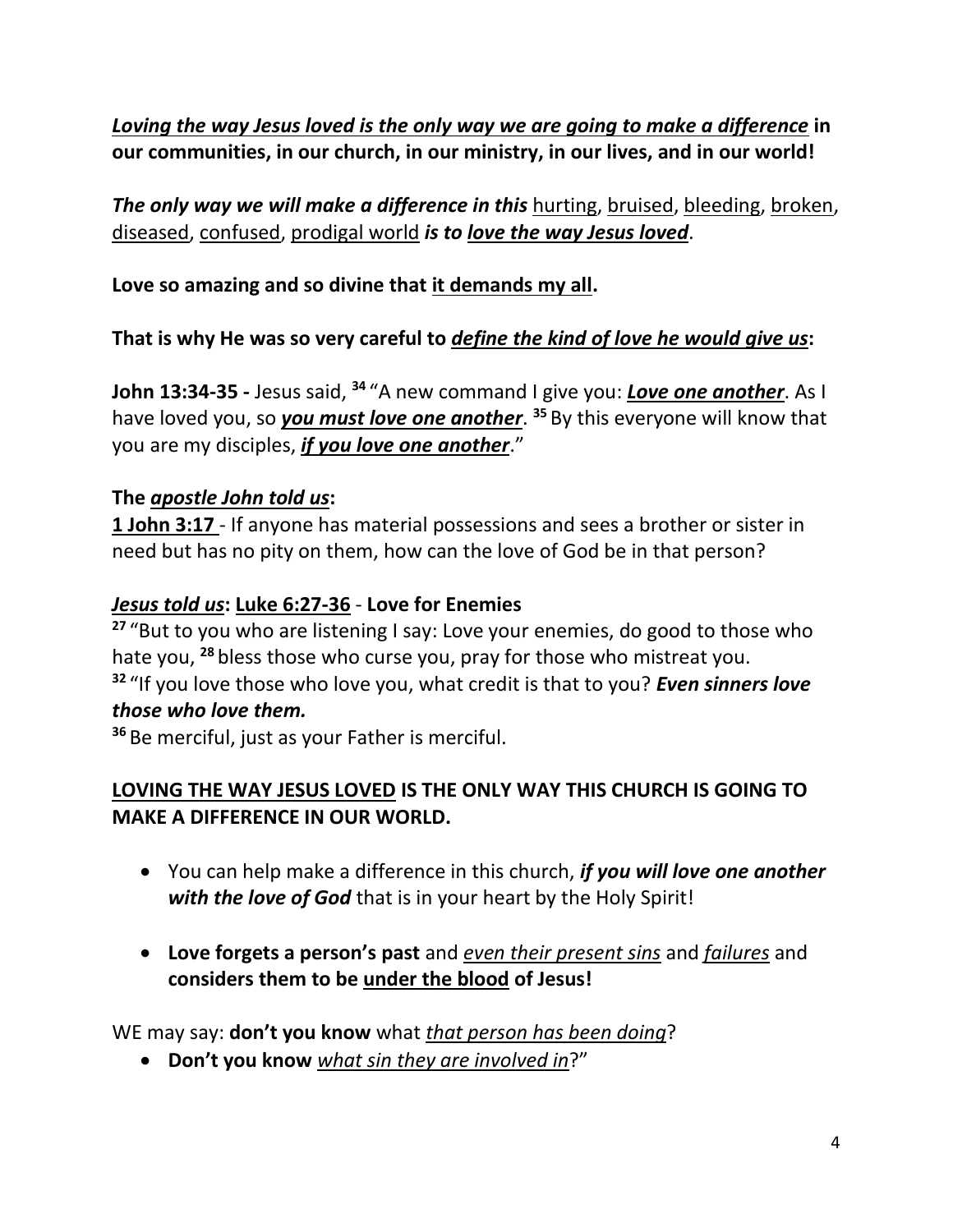***<u>Loving the way Jesus loved is the only way we are going to make a difference</u>*** **in our communities, in our church, in our ministry, in our lives, and in our world!**

***The only way we will make a difference in this*** <u>hurting</u>, <u>bruised</u>, <u>bleeding</u>, <u>broken</u>, <u>diseased</u>, <u>confused</u>, <u>prodigal world</u> ***is to <u>love the way Jesus loved</u>***.

**Love so amazing and so divine that <u>it demands my all</u>.**

**That is why He was so very careful to *<u>define the kind of love he would give us</u>*:**

**John 13:34-35 -** Jesus said, **[34]** "A new command I give you: ***<u>Love one another</u>***. As I have loved you, so ***<u>you must love one another</u>***. **[35]** By this everyone will know that you are my disciples, ***<u>if you love one another</u>***."

**The *<u>apostle John told us</u>*:**
**<u>1 John 3:17</u>** - If anyone has material possessions and sees a brother or sister in need but has no pity on them, how can the love of God be in that person?

***<u>Jesus told us</u>*: <u>Luke 6:27-36</u>** - **Love for Enemies**
**[27]** "But to you who are listening I say: Love your enemies, do good to those who hate you, **[28]** bless those who curse you, pray for those who mistreat you.
**[32]** "If you love those who love you, what credit is that to you? ***Even sinners love those who love them.***
**[36]** Be merciful, just as your Father is merciful.

**<u>LOVING THE WAY JESUS LOVED</u> IS THE ONLY WAY THIS CHURCH IS GOING TO MAKE A DIFFERENCE IN OUR WORLD.**

- You can help make a difference in this church, ***if you will love one another with the love of God*** that is in your heart by the Holy Spirit!

- **Love forgets a person's past** and *<u>even their present sins</u>* and *<u>failures</u>* and **considers them to be <u>under the blood</u> of Jesus!**

WE may say: **don't you know** what *<u>that person has been doing</u>*?

- **Don't you know** *<u>what sin they are involved in</u>*?"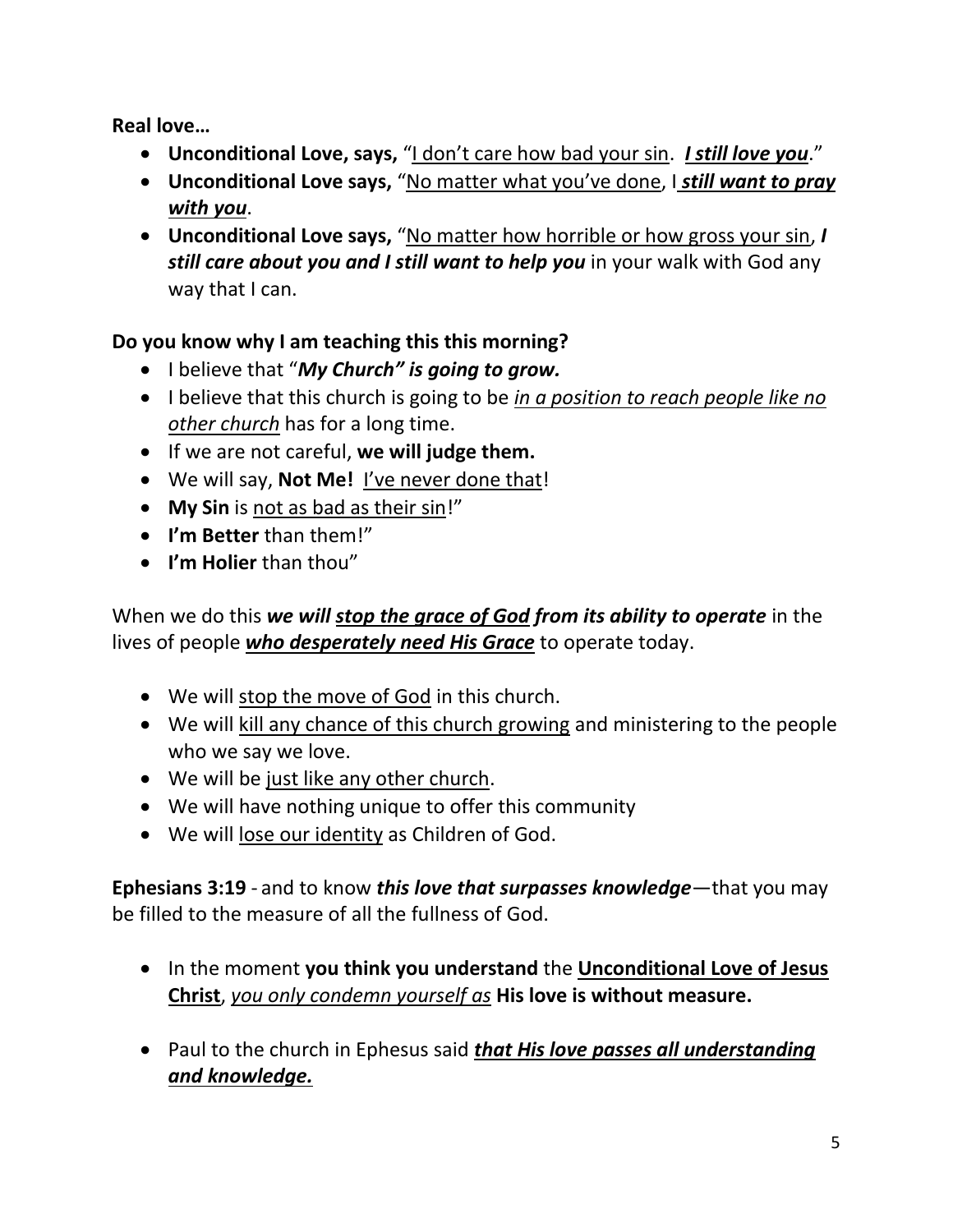**Real love…**

- **Unconditional Love, says,** "<u>I don't care how bad your sin</u>. ***<u>I still love you</u>***."
- **Unconditional Love says,** "<u>No matter what you've done</u>, I ***<u>still want to pray with you</u>***.
- **Unconditional Love says,** "<u>No matter how horrible or how gross your sin</u>, ***I still care about you and I still want to help you*** in your walk with God any way that I can.

**Do you know why I am teaching this this morning?**

- I believe that "***My Church" is going to grow.***
- I believe that this church is going to be *<u>in a position to reach people like no other church</u>* has for a long time.
- If we are not careful, **we will judge them.**
- We will say, **Not Me!** <u>I've never done that</u>!
- **My Sin** is <u>not as bad as their sin</u>!"
- **I'm Better** than them!"
- **I'm Holier** than thou"

When we do this ***we will <u>stop the grace of God</u> from its ability to operate*** in the lives of people ***<u>who desperately need His Grace</u>*** to operate today.

- We will <u>stop the move of God</u> in this church.
- We will <u>kill any chance of this church growing</u> and ministering to the people who we say we love.
- We will be <u>just like any other church</u>.
- We will have nothing unique to offer this community
- We will <u>lose our identity</u> as Children of God.

**Ephesians 3:19** - and to know ***this love that surpasses knowledge***—that you may be filled to the measure of all the fullness of God.

- In the moment **you think you understand** the **<u>Unconditional Love of Jesus Christ</u>**, *<u>you only condemn yourself as</u>* **His love is without measure.**

- Paul to the church in Ephesus said ***<u>that His love passes all understanding and knowledge.</u>***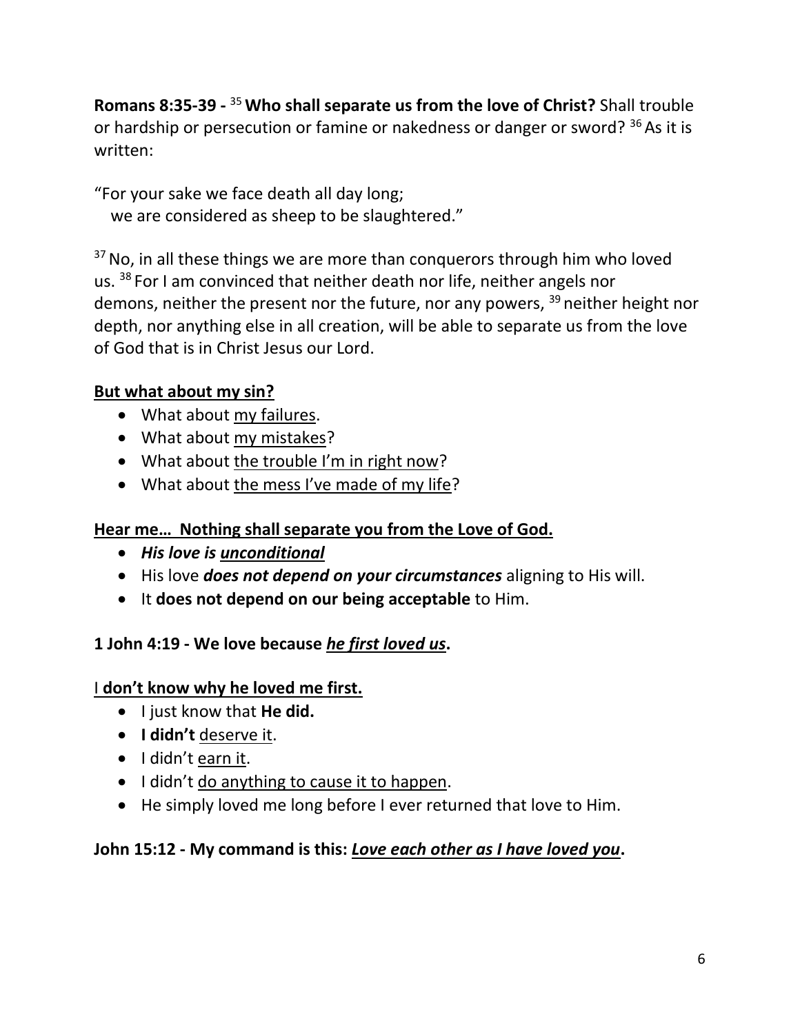**Romans 8:35-39 -** [35] **Who shall separate us from the love of Christ?** Shall trouble or hardship or persecution or famine or nakedness or danger or sword? [36] As it is written:

"For your sake we face death all day long;
we are considered as sheep to be slaughtered."

[37] No, in all these things we are more than conquerors through him who loved us. [38] For I am convinced that neither death nor life, neither angels nor demons, neither the present nor the future, nor any powers, [39] neither height nor depth, nor anything else in all creation, will be able to separate us from the love of God that is in Christ Jesus our Lord.

<u>**But what about my sin?**</u>

- What about <u>my failures</u>.
- What about <u>my mistakes</u>?
- What about <u>the trouble I'm in right now</u>?
- What about <u>the mess I've made of my life</u>?

<u>**Hear me… Nothing shall separate you from the Love of God.**</u>

- ***His love is <u>unconditional</u>***
- His love ***does not depend on your circumstances*** aligning to His will.
- It **does not depend on our being acceptable** to Him.

**1 John 4:19 - We love because *<u>he first loved us</u>*.**

<u>I **don't know why he loved me first.**</u>

- I just know that **He did.**
- **I didn't** <u>deserve it</u>.
- I didn't <u>earn it</u>.
- I didn't <u>do anything to cause it to happen</u>.
- He simply loved me long before I ever returned that love to Him.

**John 15:12 - My command is this: *<u>Love each other as I have loved you</u>*.**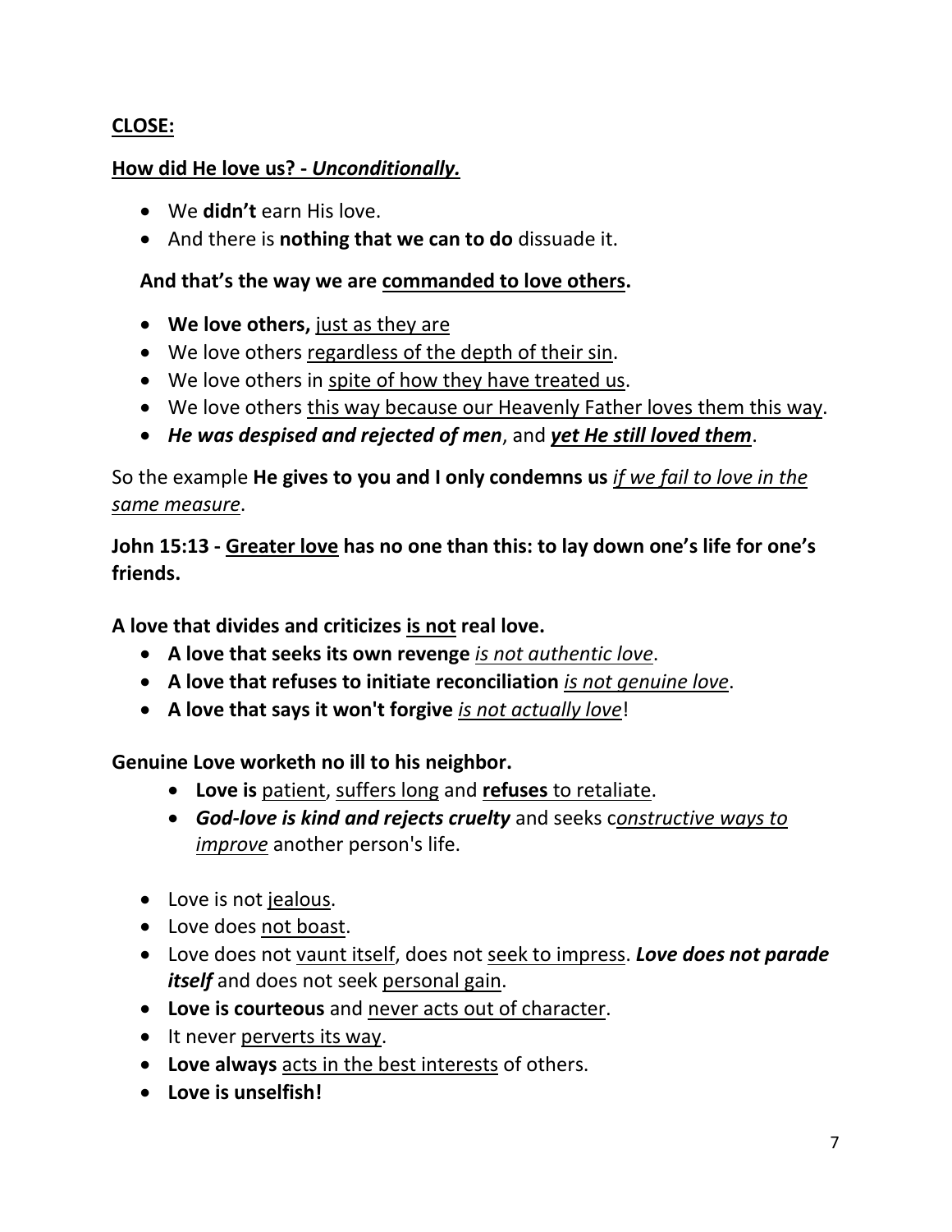<u>**CLOSE:**</u>

<u>**How did He love us? - *Unconditionally.***</u>

- We **didn't** earn His love.
- And there is **nothing that we can to do** dissuade it.

**And that's the way we are <u>commanded to love others</u>.**

- **We love others,** <u>just as they are</u>
- We love others <u>regardless of the depth of their sin</u>.
- We love others in <u>spite of how they have treated us</u>.
- We love others <u>this way because our Heavenly Father loves them this way</u>.
- ***He was despised and rejected of men***, and ***<u>yet He still loved them</u>***.

So the example **He gives to you and I only condemns us** *<u>if we fail to love in the same measure</u>*.

**John 15:13 - <u>Greater love</u> has no one than this: to lay down one's life for one's friends.**

**A love that divides and criticizes <u>is not</u> real love.**

- **A love that seeks its own revenge** *<u>is not authentic love</u>*.
- **A love that refuses to initiate reconciliation** *<u>is not genuine love</u>*.
- **A love that says it won't forgive** *<u>is not actually love</u>*!

**Genuine Love worketh no ill to his neighbor.**

- **Love is** <u>patient</u>, <u>suffers long</u> and **<u>refuses</u>** <u>to retaliate</u>.
- ***God-love is kind and rejects cruelty*** and seeks c*<u>onstructive ways to improve</u>* another person's life.

- Love is not <u>jealous</u>.
- Love does <u>not boast</u>.
- Love does not <u>vaunt itself</u>, does not <u>seek to impress</u>. ***Love does not parade itself*** and does not seek <u>personal gain</u>.
- **Love is courteous** and <u>never acts out of character</u>.
- It never <u>perverts its way</u>.
- **Love always** <u>acts in the best interests</u> of others.
- **Love is unselfish!**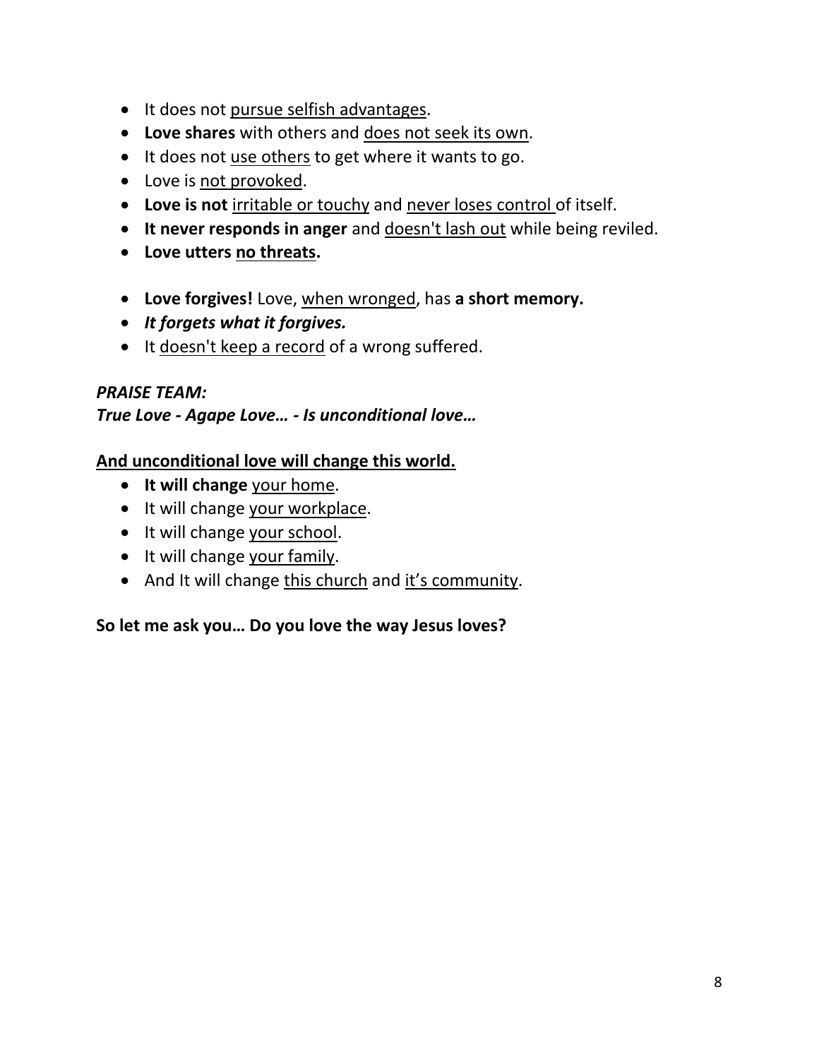- It does not <u>pursue selfish advantages</u>.
- **Love shares** with others and <u>does not seek its own</u>.
- It does not <u>use others</u> to get where it wants to go.
- Love is <u>not provoked</u>.
- **Love is not** <u>irritable or touchy</u> and <u>never loses control</u> of itself.
- **It never responds in anger** and <u>doesn't lash out</u> while being reviled.
- **Love utters <u>no threats</u>.**

- **Love forgives!** Love, <u>when wronged</u>, has **a short memory.**
- ***It forgets what it forgives.***
- It <u>doesn't keep a record</u> of a wrong suffered.

***PRAISE TEAM:***
***True Love - Agape Love… - Is unconditional love…***

**<u>And unconditional love will change this world.</u>**

- **It will change** <u>your home</u>.
- It will change <u>your workplace</u>.
- It will change <u>your school</u>.
- It will change <u>your family</u>.
- And It will change <u>this church</u> and <u>it's community</u>.

**So let me ask you… Do you love the way Jesus loves?**